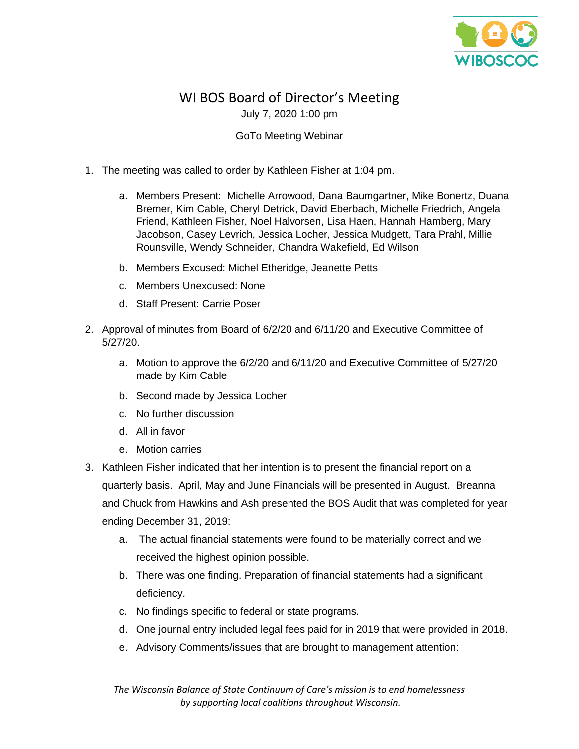# WI BOS Board of Director's Meeting

July 7, 2020 1:00 pm

GoTo Meeting Webinar

1. The meeting was called to order by Kathleen Fisher at 1:04 pm.

   a. Members Present: Michelle Arrowood, Dana Baumgartner, Mike Bonertz, Duana Bremer, Kim Cable, Cheryl Detrick, David Eberbach, Michelle Friedrich, Angela Friend, Kathleen Fisher, Noel Halvorsen, Lisa Haen, Hannah Hamberg, Mary Jacobson, Casey Levrich, Jessica Locher, Jessica Mudgett, Tara Prahl, Millie Rounsville, Wendy Schneider, Chandra Wakefield, Ed Wilson

   b. Members Excused: Michel Etheridge, Jeanette Petts

   c. Members Unexcused: None

   d. Staff Present: Carrie Poser

2. Approval of minutes from Board of 6/2/20 and 6/11/20 and Executive Committee of 5/27/20.

   a. Motion to approve the 6/2/20 and 6/11/20 and Executive Committee of 5/27/20 made by Kim Cable

   b. Second made by Jessica Locher

   c. No further discussion

   d. All in favor

   e. Motion carries

3. Kathleen Fisher indicated that her intention is to present the financial report on a quarterly basis. April, May and June Financials will be presented in August. Breanna and Chuck from Hawkins and Ash presented the BOS Audit that was completed for year ending December 31, 2019:

   a. The actual financial statements were found to be materially correct and we received the highest opinion possible.

   b. There was one finding. Preparation of financial statements had a significant deficiency.

   c. No findings specific to federal or state programs.

   d. One journal entry included legal fees paid for in 2019 that were provided in 2018.

   e. Advisory Comments/issues that are brought to management attention:

*The Wisconsin Balance of State Continuum of Care's mission is to end homelessness by supporting local coalitions throughout Wisconsin.*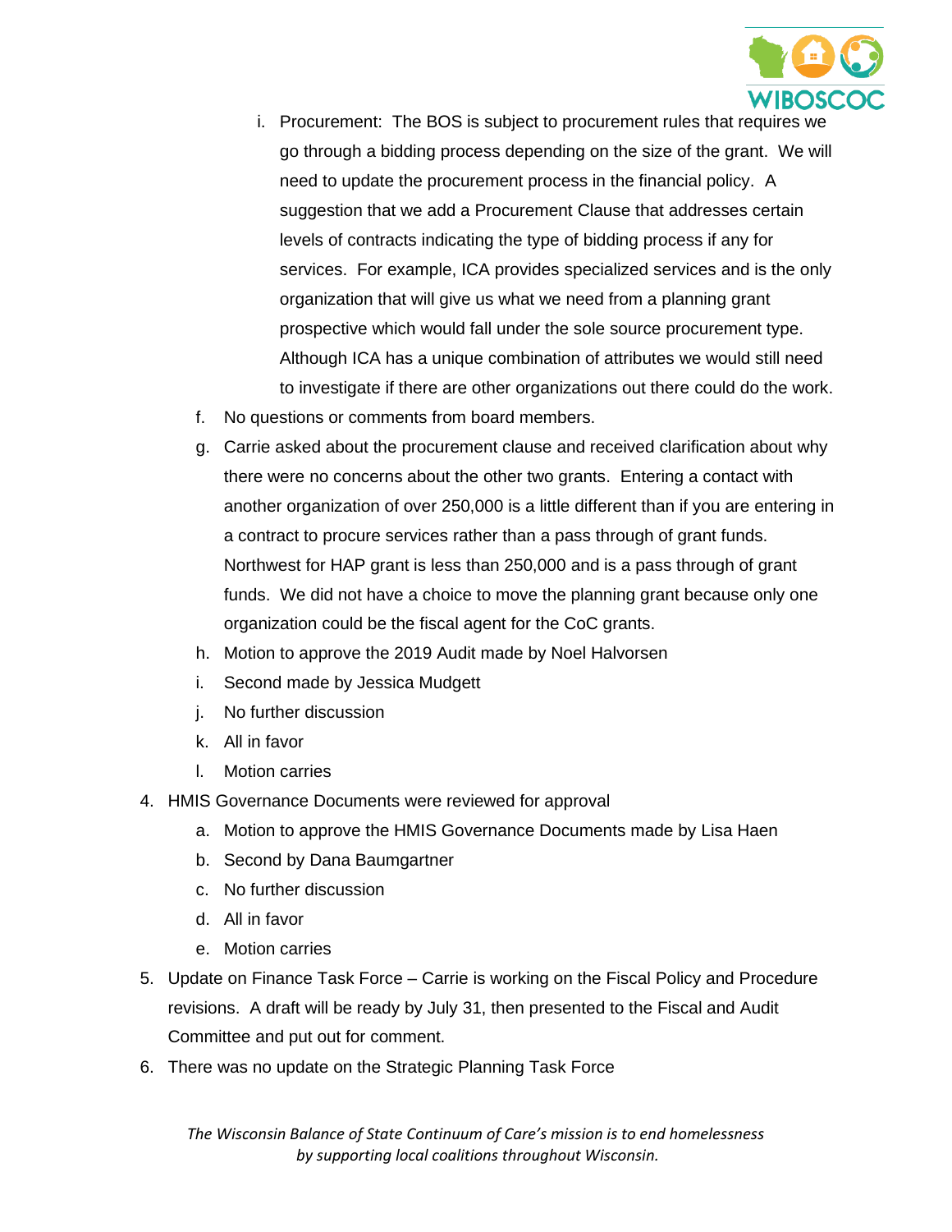i. Procurement: The BOS is subject to procurement rules that requires we go through a bidding process depending on the size of the grant. We will need to update the procurement process in the financial policy. A suggestion that we add a Procurement Clause that addresses certain levels of contracts indicating the type of bidding process if any for services. For example, ICA provides specialized services and is the only organization that will give us what we need from a planning grant prospective which would fall under the sole source procurement type. Although ICA has a unique combination of attributes we would still need to investigate if there are other organizations out there could do the work.

f. No questions or comments from board members.

g. Carrie asked about the procurement clause and received clarification about why there were no concerns about the other two grants. Entering a contact with another organization of over 250,000 is a little different than if you are entering in a contract to procure services rather than a pass through of grant funds. Northwest for HAP grant is less than 250,000 and is a pass through of grant funds. We did not have a choice to move the planning grant because only one organization could be the fiscal agent for the CoC grants.

h. Motion to approve the 2019 Audit made by Noel Halvorsen

i. Second made by Jessica Mudgett

j. No further discussion

k. All in favor

l. Motion carries

4. HMIS Governance Documents were reviewed for approval
   a. Motion to approve the HMIS Governance Documents made by Lisa Haen
   b. Second by Dana Baumgartner
   c. No further discussion
   d. All in favor
   e. Motion carries
5. Update on Finance Task Force – Carrie is working on the Fiscal Policy and Procedure revisions. A draft will be ready by July 31, then presented to the Fiscal and Audit Committee and put out for comment.
6. There was no update on the Strategic Planning Task Force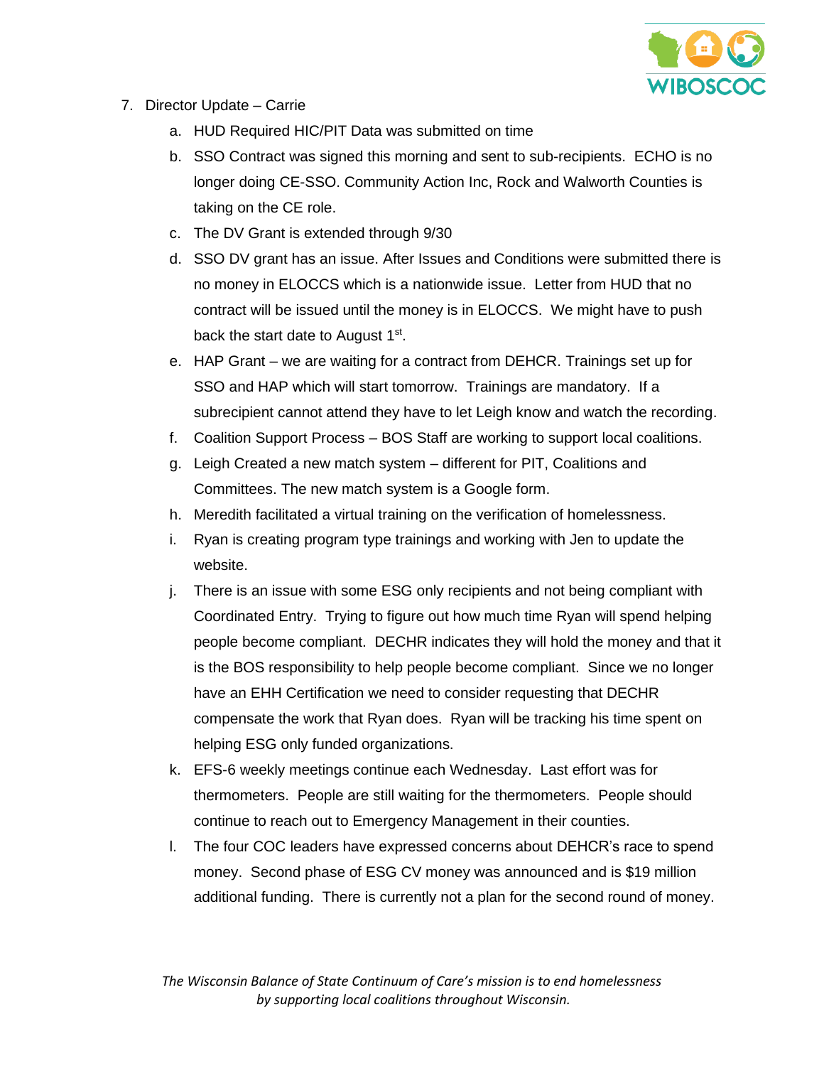7. Director Update – Carrie
   a. HUD Required HIC/PIT Data was submitted on time
   b. SSO Contract was signed this morning and sent to sub-recipients. ECHO is no longer doing CE-SSO. Community Action Inc, Rock and Walworth Counties is taking on the CE role.
   c. The DV Grant is extended through 9/30
   d. SSO DV grant has an issue. After Issues and Conditions were submitted there is no money in ELOCCS which is a nationwide issue. Letter from HUD that no contract will be issued until the money is in ELOCCS. We might have to push back the start date to August 1st.
   e. HAP Grant – we are waiting for a contract from DEHCR. Trainings set up for SSO and HAP which will start tomorrow. Trainings are mandatory. If a subrecipient cannot attend they have to let Leigh know and watch the recording.
   f. Coalition Support Process – BOS Staff are working to support local coalitions.
   g. Leigh Created a new match system – different for PIT, Coalitions and Committees. The new match system is a Google form.
   h. Meredith facilitated a virtual training on the verification of homelessness.
   i. Ryan is creating program type trainings and working with Jen to update the website.
   j. There is an issue with some ESG only recipients and not being compliant with Coordinated Entry. Trying to figure out how much time Ryan will spend helping people become compliant. DECHR indicates they will hold the money and that it is the BOS responsibility to help people become compliant. Since we no longer have an EHH Certification we need to consider requesting that DECHR compensate the work that Ryan does. Ryan will be tracking his time spent on helping ESG only funded organizations.
   k. EFS-6 weekly meetings continue each Wednesday. Last effort was for thermometers. People are still waiting for the thermometers. People should continue to reach out to Emergency Management in their counties.
   l. The four COC leaders have expressed concerns about DEHCR's race to spend money. Second phase of ESG CV money was announced and is $19 million additional funding. There is currently not a plan for the second round of money.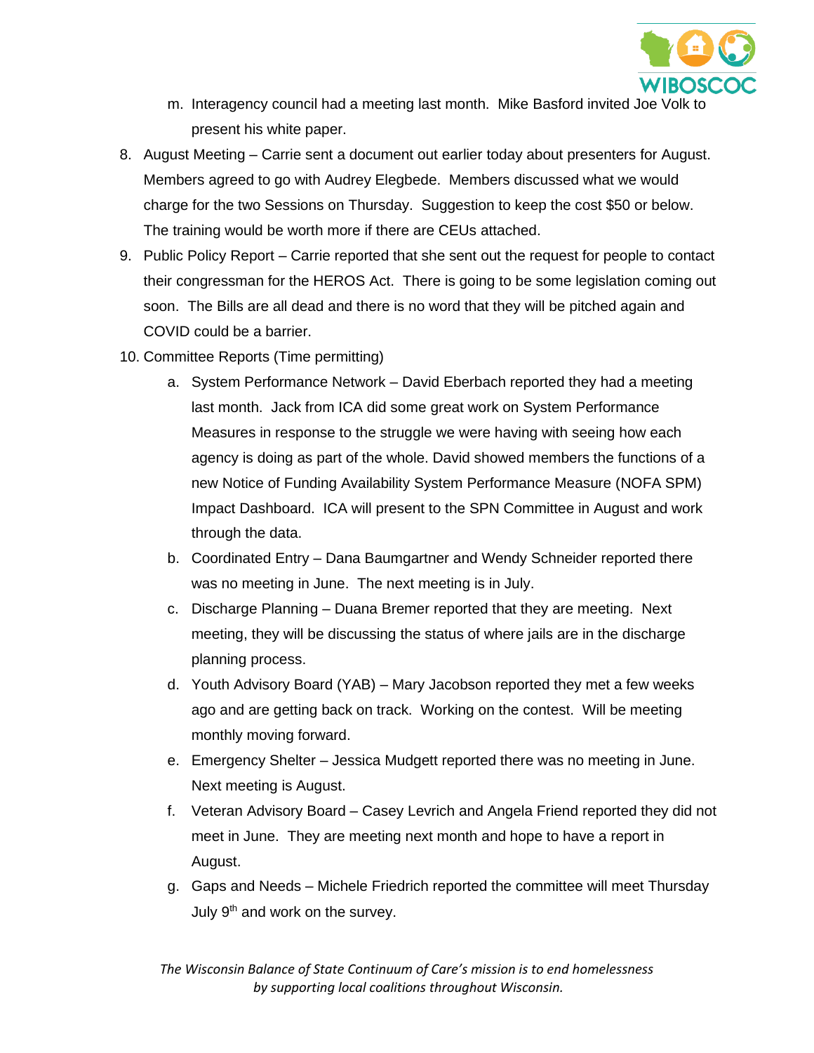m. Interagency council had a meeting last month. Mike Basford invited Joe Volk to present his white paper.

8. August Meeting – Carrie sent a document out earlier today about presenters for August. Members agreed to go with Audrey Elegbede. Members discussed what we would charge for the two Sessions on Thursday. Suggestion to keep the cost $50 or below. The training would be worth more if there are CEUs attached.
9. Public Policy Report – Carrie reported that she sent out the request for people to contact their congressman for the HEROS Act. There is going to be some legislation coming out soon. The Bills are all dead and there is no word that they will be pitched again and COVID could be a barrier.
10. Committee Reports (Time permitting)
    a. System Performance Network – David Eberbach reported they had a meeting last month. Jack from ICA did some great work on System Performance Measures in response to the struggle we were having with seeing how each agency is doing as part of the whole. David showed members the functions of a new Notice of Funding Availability System Performance Measure (NOFA SPM) Impact Dashboard. ICA will present to the SPN Committee in August and work through the data.
    b. Coordinated Entry – Dana Baumgartner and Wendy Schneider reported there was no meeting in June. The next meeting is in July.
    c. Discharge Planning – Duana Bremer reported that they are meeting. Next meeting, they will be discussing the status of where jails are in the discharge planning process.
    d. Youth Advisory Board (YAB) – Mary Jacobson reported they met a few weeks ago and are getting back on track. Working on the contest. Will be meeting monthly moving forward.
    e. Emergency Shelter – Jessica Mudgett reported there was no meeting in June. Next meeting is August.
    f. Veteran Advisory Board – Casey Levrich and Angela Friend reported they did not meet in June. They are meeting next month and hope to have a report in August.
    g. Gaps and Needs – Michele Friedrich reported the committee will meet Thursday July 9th and work on the survey.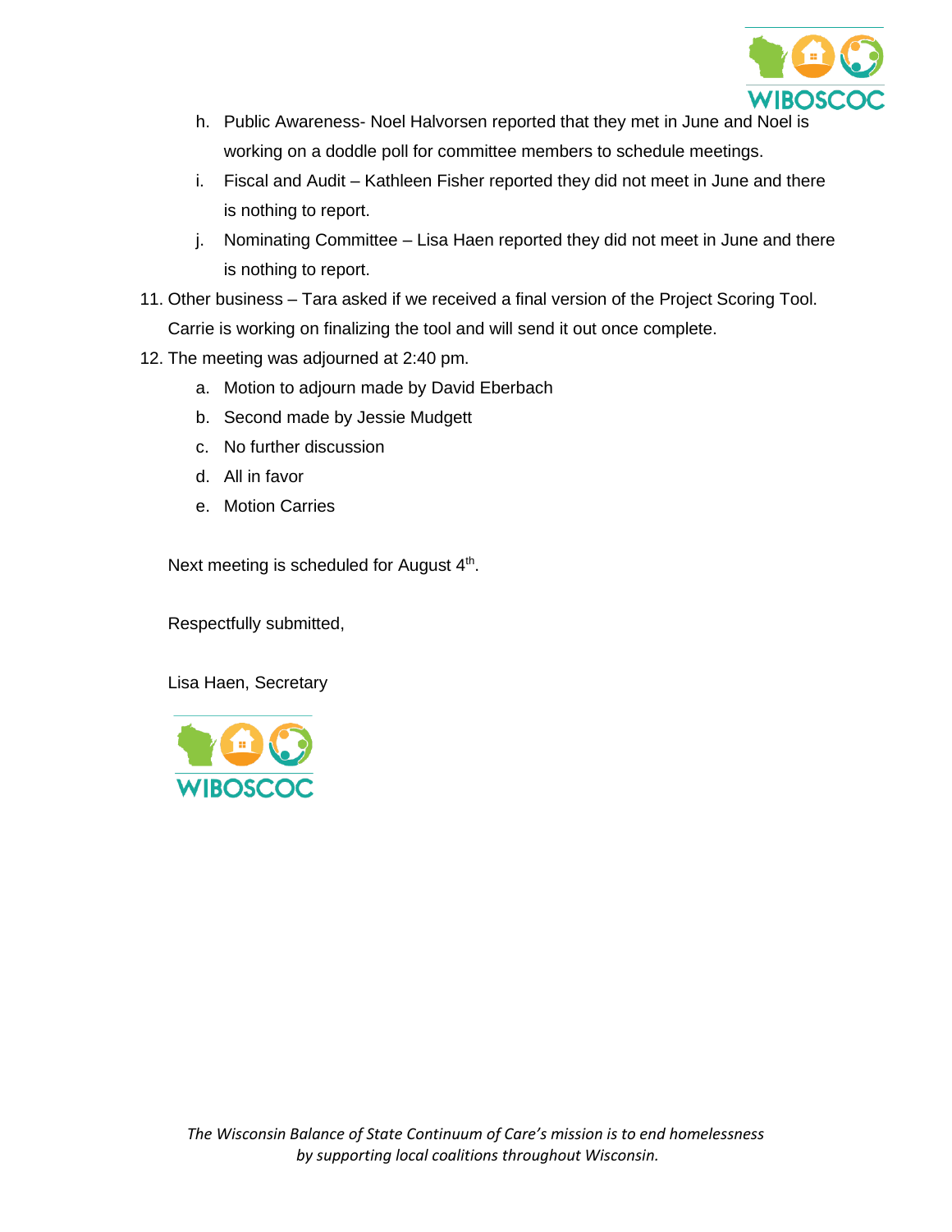h. Public Awareness- Noel Halvorsen reported that they met in June and Noel is working on a doddle poll for committee members to schedule meetings.

i. Fiscal and Audit – Kathleen Fisher reported they did not meet in June and there is nothing to report.

j. Nominating Committee – Lisa Haen reported they did not meet in June and there is nothing to report.

11. Other business – Tara asked if we received a final version of the Project Scoring Tool. Carrie is working on finalizing the tool and will send it out once complete.

12. The meeting was adjourned at 2:40 pm.

    a. Motion to adjourn made by David Eberbach
    b. Second made by Jessie Mudgett
    c. No further discussion
    d. All in favor
    e. Motion Carries

Next meeting is scheduled for August 4th.

Respectfully submitted,

Lisa Haen, Secretary

*The Wisconsin Balance of State Continuum of Care's mission is to end homelessness by supporting local coalitions throughout Wisconsin.*